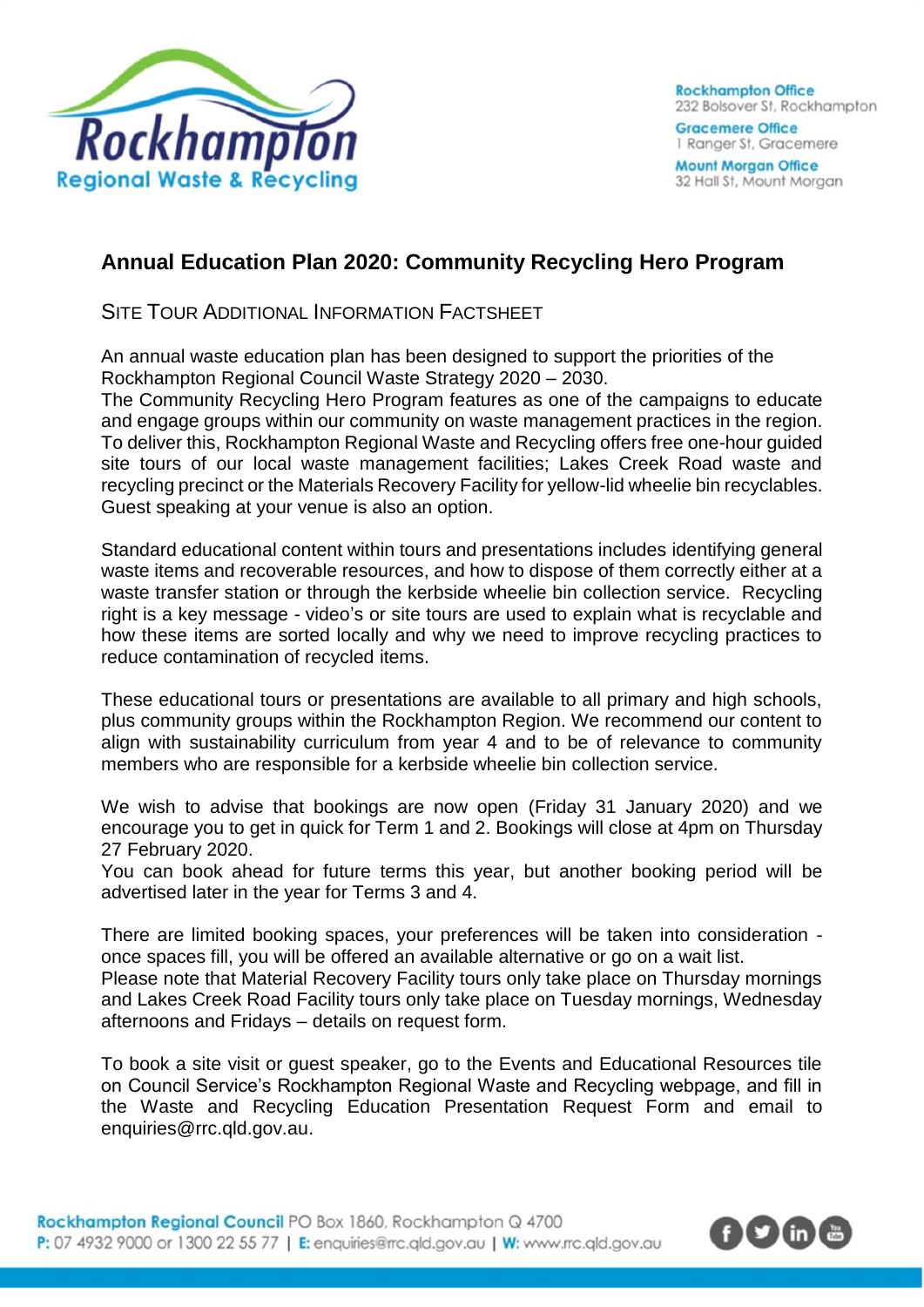Rockhampton Regional Waste & Recycling

**Rockhampton Office**
232 Bolsover St, Rockhampton

**Gracemere Office**
1 Ranger St, Gracemere

**Mount Morgan Office**
32 Hall St, Mount Morgan

# Annual Education Plan 2020: Community Recycling Hero Program

## Site Tour Additional Information Factsheet

An annual waste education plan has been designed to support the priorities of the Rockhampton Regional Council Waste Strategy 2020 – 2030.
The Community Recycling Hero Program features as one of the campaigns to educate and engage groups within our community on waste management practices in the region. To deliver this, Rockhampton Regional Waste and Recycling offers free one-hour guided site tours of our local waste management facilities; Lakes Creek Road waste and recycling precinct or the Materials Recovery Facility for yellow-lid wheelie bin recyclables. Guest speaking at your venue is also an option.

Standard educational content within tours and presentations includes identifying general waste items and recoverable resources, and how to dispose of them correctly either at a waste transfer station or through the kerbside wheelie bin collection service. Recycling right is a key message - video's or site tours are used to explain what is recyclable and how these items are sorted locally and why we need to improve recycling practices to reduce contamination of recycled items.

These educational tours or presentations are available to all primary and high schools, plus community groups within the Rockhampton Region. We recommend our content to align with sustainability curriculum from year 4 and to be of relevance to community members who are responsible for a kerbside wheelie bin collection service.

We wish to advise that bookings are now open (Friday 31 January 2020) and we encourage you to get in quick for Term 1 and 2. Bookings will close at 4pm on Thursday 27 February 2020.
You can book ahead for future terms this year, but another booking period will be advertised later in the year for Terms 3 and 4.

There are limited booking spaces, your preferences will be taken into consideration - once spaces fill, you will be offered an available alternative or go on a wait list.
Please note that Material Recovery Facility tours only take place on Thursday mornings and Lakes Creek Road Facility tours only take place on Tuesday mornings, Wednesday afternoons and Fridays – details on request form.

To book a site visit or guest speaker, go to the Events and Educational Resources tile on Council Service's Rockhampton Regional Waste and Recycling webpage, and fill in the Waste and Recycling Education Presentation Request Form and email to enquiries@rrc.qld.gov.au.

**Rockhampton Regional Council** PO Box 1860, Rockhampton Q 4700
**P:** 07 4932 9000 or 1300 22 55 77 | **E:** enquiries@rrc.qld.gov.au | **W:** www.rrc.qld.gov.au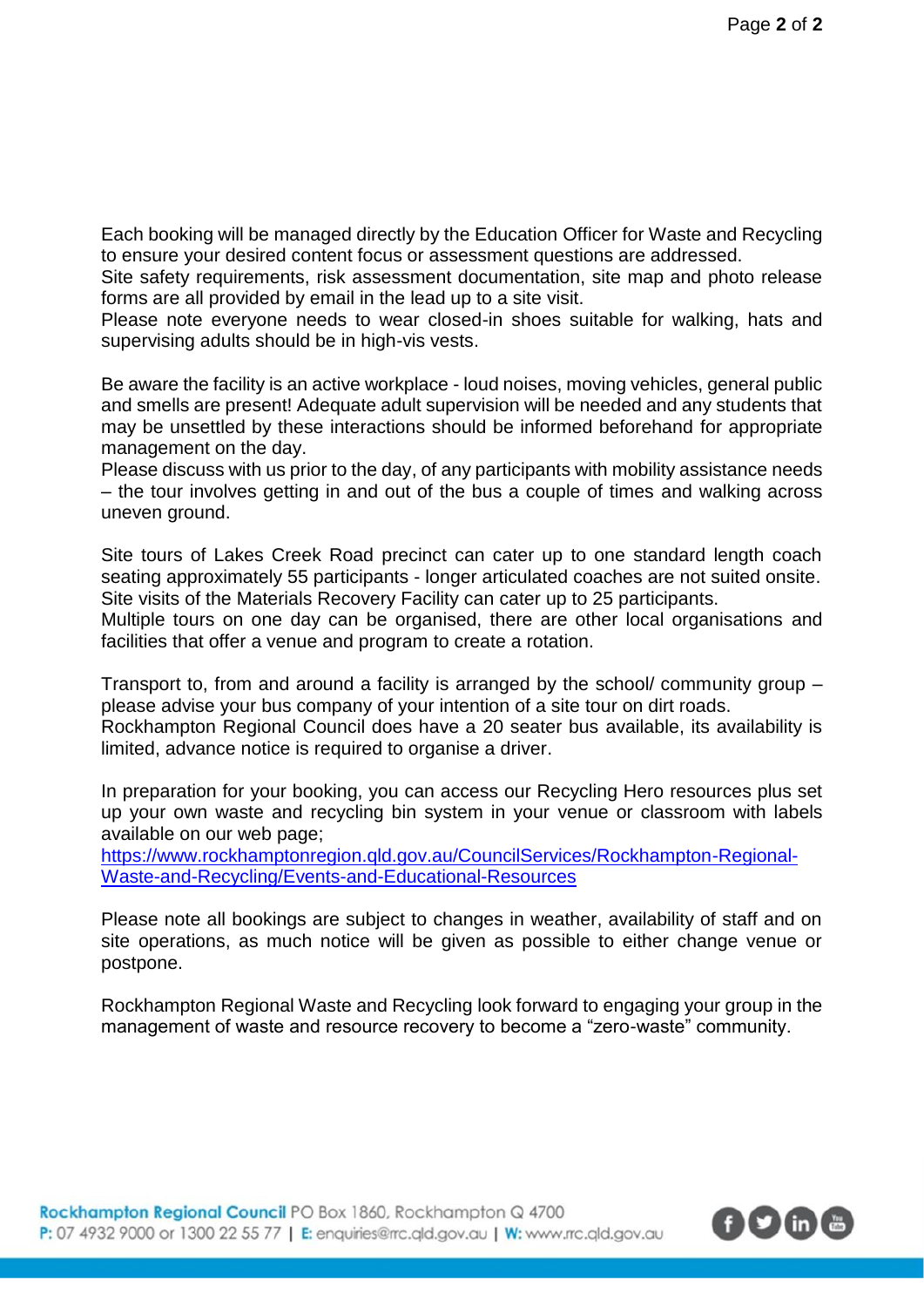Each booking will be managed directly by the Education Officer for Waste and Recycling to ensure your desired content focus or assessment questions are addressed.
Site safety requirements, risk assessment documentation, site map and photo release forms are all provided by email in the lead up to a site visit.
Please note everyone needs to wear closed-in shoes suitable for walking, hats and supervising adults should be in high-vis vests.

Be aware the facility is an active workplace - loud noises, moving vehicles, general public and smells are present! Adequate adult supervision will be needed and any students that may be unsettled by these interactions should be informed beforehand for appropriate management on the day.
Please discuss with us prior to the day, of any participants with mobility assistance needs – the tour involves getting in and out of the bus a couple of times and walking across uneven ground.

Site tours of Lakes Creek Road precinct can cater up to one standard length coach seating approximately 55 participants - longer articulated coaches are not suited onsite.
Site visits of the Materials Recovery Facility can cater up to 25 participants.
Multiple tours on one day can be organised, there are other local organisations and facilities that offer a venue and program to create a rotation.

Transport to, from and around a facility is arranged by the school/ community group – please advise your bus company of your intention of a site tour on dirt roads.
Rockhampton Regional Council does have a 20 seater bus available, its availability is limited, advance notice is required to organise a driver.

In preparation for your booking, you can access our Recycling Hero resources plus set up your own waste and recycling bin system in your venue or classroom with labels available on our web page;
https://www.rockhamptonregion.qld.gov.au/CouncilServices/Rockhampton-Regional-Waste-and-Recycling/Events-and-Educational-Resources

Please note all bookings are subject to changes in weather, availability of staff and on site operations, as much notice will be given as possible to either change venue or postpone.

Rockhampton Regional Waste and Recycling look forward to engaging your group in the management of waste and resource recovery to become a "zero-waste" community.